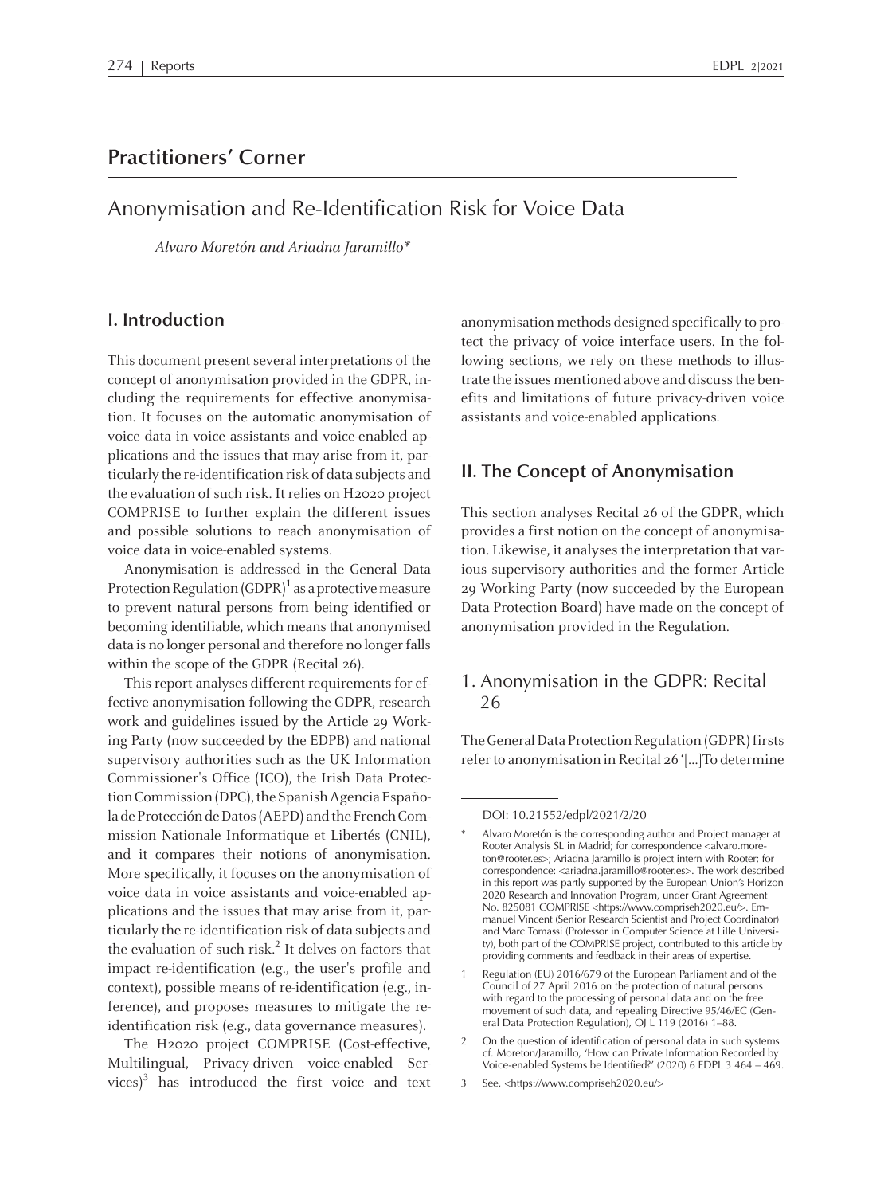# Practitioners' Corner

## Anonymisation and Re-Identification Risk for Voice Data

*Alvaro Moretón and Ariadna Jaramillo**

## I. Introduction

This document present several interpretations of the concept of anonymisation provided in the GDPR, including the requirements for effective anonymisation. It focuses on the automatic anonymisation of voice data in voice assistants and voice-enabled applications and the issues that may arise from it, particularly the re-identification risk of data subjects and the evaluation of such risk. It relies on H2020 project COMPRISE to further explain the different issues and possible solutions to reach anonymisation of voice data in voice-enabled systems.

Anonymisation is addressed in the General Data Protection Regulation (GDPR)[1] as a protective measure to prevent natural persons from being identified or becoming identifiable, which means that anonymised data is no longer personal and therefore no longer falls within the scope of the GDPR (Recital 26).

This report analyses different requirements for effective anonymisation following the GDPR, research work and guidelines issued by the Article 29 Working Party (now succeeded by the EDPB) and national supervisory authorities such as the UK Information Commissioner's Office (ICO), the Irish Data Protection Commission (DPC), the Spanish Agencia Española de Protección de Datos (AEPD) and the French Commission Nationale Informatique et Libertés (CNIL), and it compares their notions of anonymisation. More specifically, it focuses on the anonymisation of voice data in voice assistants and voice-enabled applications and the issues that may arise from it, particularly the re-identification risk of data subjects and the evaluation of such risk.[2] It delves on factors that impact re-identification (e.g., the user's profile and context), possible means of re-identification (e.g., inference), and proposes measures to mitigate the re-identification risk (e.g., data governance measures).

The H2020 project COMPRISE (Cost-effective, Multilingual, Privacy-driven voice-enabled Services)[3] has introduced the first voice and text anonymisation methods designed specifically to protect the privacy of voice interface users. In the following sections, we rely on these methods to illustrate the issues mentioned above and discuss the benefits and limitations of future privacy-driven voice assistants and voice-enabled applications.

## II. The Concept of Anonymisation

This section analyses Recital 26 of the GDPR, which provides a first notion on the concept of anonymisation. Likewise, it analyses the interpretation that various supervisory authorities and the former Article 29 Working Party (now succeeded by the European Data Protection Board) have made on the concept of anonymisation provided in the Regulation.

### 1. Anonymisation in the GDPR: Recital 26

The General Data Protection Regulation (GDPR) firsts refer to anonymisation in Recital 26 '[...]To determine

---

DOI: 10.21552/edpl/2021/2/20

\* Alvaro Moretón is the corresponding author and Project manager at Rooter Analysis SL in Madrid; for correspondence <alvaro.moreton@rooter.es>; Ariadna Jaramillo is project intern with Rooter; for correspondence: <ariadna.jaramillo@rooter.es>. The work described in this report was partly supported by the European Union's Horizon 2020 Research and Innovation Program, under Grant Agreement No. 825081 COMPRISE <https://www.compriseh2020.eu/>. Emmanuel Vincent (Senior Research Scientist and Project Coordinator) and Marc Tomassi (Professor in Computer Science at Lille University), both part of the COMPRISE project, contributed to this article by providing comments and feedback in their areas of expertise.

1 Regulation (EU) 2016/679 of the European Parliament and of the Council of 27 April 2016 on the protection of natural persons with regard to the processing of personal data and on the free movement of such data, and repealing Directive 95/46/EC (General Data Protection Regulation), OJ L 119 (2016) 1–88.

2 On the question of identification of personal data in such systems cf. Moretón/Jaramillo, 'How can Private Information Recorded by Voice-enabled Systems be Identified?' (2020) 6 EDPL 3 464 – 469.

3 See, <https://www.compriseh2020.eu/>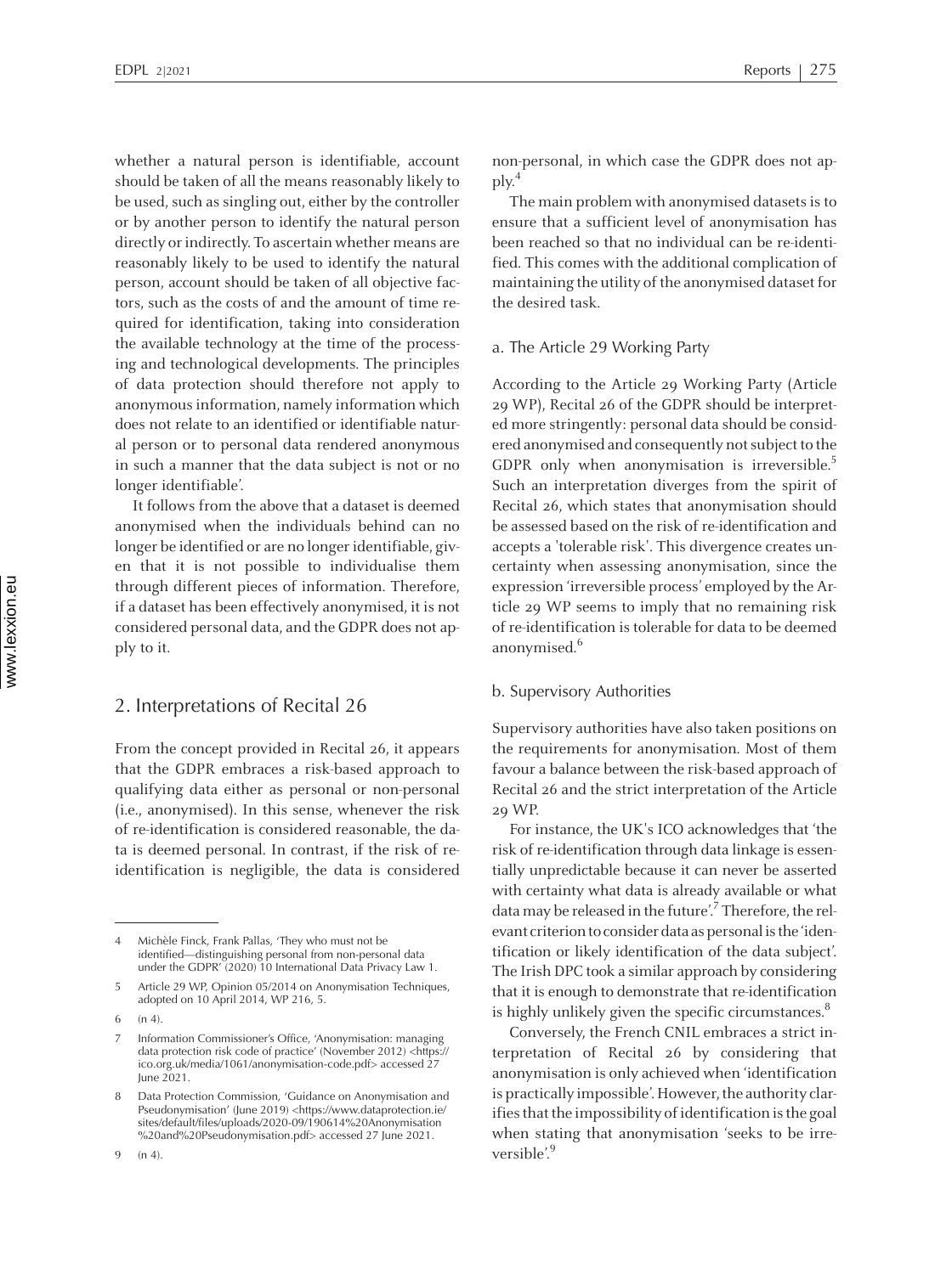whether a natural person is identifiable, account should be taken of all the means reasonably likely to be used, such as singling out, either by the controller or by another person to identify the natural person directly or indirectly. To ascertain whether means are reasonably likely to be used to identify the natural person, account should be taken of all objective factors, such as the costs of and the amount of time required for identification, taking into consideration the available technology at the time of the processing and technological developments. The principles of data protection should therefore not apply to anonymous information, namely information which does not relate to an identified or identifiable natural person or to personal data rendered anonymous in such a manner that the data subject is not or no longer identifiable'.

It follows from the above that a dataset is deemed anonymised when the individuals behind can no longer be identified or are no longer identifiable, given that it is not possible to individualise them through different pieces of information. Therefore, if a dataset has been effectively anonymised, it is not considered personal data, and the GDPR does not apply to it.

## 2. Interpretations of Recital 26

From the concept provided in Recital 26, it appears that the GDPR embraces a risk-based approach to qualifying data either as personal or non-personal (i.e., anonymised). In this sense, whenever the risk of re-identification is considered reasonable, the data is deemed personal. In contrast, if the risk of re-identification is negligible, the data is considered non-personal, in which case the GDPR does not apply.[4]

The main problem with anonymised datasets is to ensure that a sufficient level of anonymisation has been reached so that no individual can be re-identified. This comes with the additional complication of maintaining the utility of the anonymised dataset for the desired task.

### a. The Article 29 Working Party

According to the Article 29 Working Party (Article 29 WP), Recital 26 of the GDPR should be interpreted more stringently: personal data should be considered anonymised and consequently not subject to the GDPR only when anonymisation is irreversible.[5] Such an interpretation diverges from the spirit of Recital 26, which states that anonymisation should be assessed based on the risk of re-identification and accepts a 'tolerable risk'. This divergence creates uncertainty when assessing anonymisation, since the expression 'irreversible process' employed by the Article 29 WP seems to imply that no remaining risk of re-identification is tolerable for data to be deemed anonymised.[6]

### b. Supervisory Authorities

Supervisory authorities have also taken positions on the requirements for anonymisation. Most of them favour a balance between the risk-based approach of Recital 26 and the strict interpretation of the Article 29 WP.

For instance, the UK's ICO acknowledges that 'the risk of re-identification through data linkage is essentially unpredictable because it can never be asserted with certainty what data is already available or what data may be released in the future'.[7] Therefore, the relevant criterion to consider data as personal is the 'identification or likely identification of the data subject'. The Irish DPC took a similar approach by considering that it is enough to demonstrate that re-identification is highly unlikely given the specific circumstances.[8]

Conversely, the French CNIL embraces a strict interpretation of Recital 26 by considering that anonymisation is only achieved when 'identification is practically impossible'. However, the authority clarifies that the impossibility of identification is the goal when stating that anonymisation 'seeks to be irreversible'.[9]

---

4 Michèle Finck, Frank Pallas, 'They who must not be identified—distinguishing personal from non-personal data under the GDPR' (2020) 10 International Data Privacy Law 1.

5 Article 29 WP, Opinion 05/2014 on Anonymisation Techniques, adopted on 10 April 2014, WP 216, 5.

6 (n 4).

7 Information Commissioner's Office, 'Anonymisation: managing data protection risk code of practice' (November 2012) <https://ico.org.uk/media/1061/anonymisation-code.pdf> accessed 27 June 2021.

8 Data Protection Commission, 'Guidance on Anonymisation and Pseudonymisation' (June 2019) <https://www.dataprotection.ie/sites/default/files/uploads/2020-09/190614%20Anonymisation%20and%20Pseudonymisation.pdf> accessed 27 June 2021.

9 (n 4).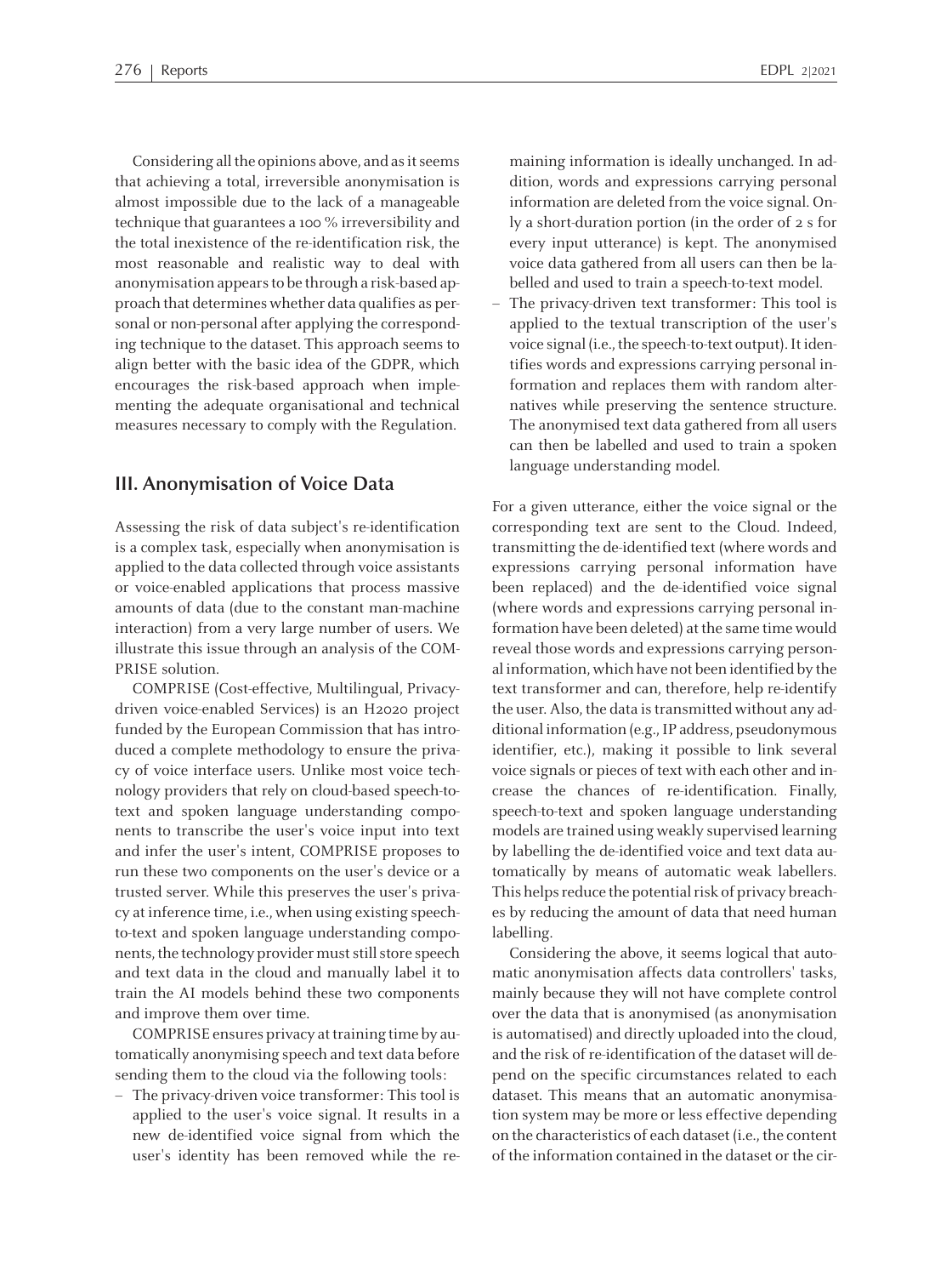Considering all the opinions above, and as it seems that achieving a total, irreversible anonymisation is almost impossible due to the lack of a manageable technique that guarantees a 100 % irreversibility and the total inexistence of the re-identification risk, the most reasonable and realistic way to deal with anonymisation appears to be through a risk-based approach that determines whether data qualifies as personal or non-personal after applying the corresponding technique to the dataset. This approach seems to align better with the basic idea of the GDPR, which encourages the risk-based approach when implementing the adequate organisational and technical measures necessary to comply with the Regulation.

## III. Anonymisation of Voice Data

Assessing the risk of data subject's re-identification is a complex task, especially when anonymisation is applied to the data collected through voice assistants or voice-enabled applications that process massive amounts of data (due to the constant man-machine interaction) from a very large number of users. We illustrate this issue through an analysis of the COMPRISE solution.

COMPRISE (Cost-effective, Multilingual, Privacy-driven voice-enabled Services) is an H2020 project funded by the European Commission that has introduced a complete methodology to ensure the privacy of voice interface users. Unlike most voice technology providers that rely on cloud-based speech-to-text and spoken language understanding components to transcribe the user's voice input into text and infer the user's intent, COMPRISE proposes to run these two components on the user's device or a trusted server. While this preserves the user's privacy at inference time, i.e., when using existing speech-to-text and spoken language understanding components, the technology provider must still store speech and text data in the cloud and manually label it to train the AI models behind these two components and improve them over time.

COMPRISE ensures privacy at training time by automatically anonymising speech and text data before sending them to the cloud via the following tools:

- The privacy-driven voice transformer: This tool is applied to the user's voice signal. It results in a new de-identified voice signal from which the user's identity has been removed while the remaining information is ideally unchanged. In addition, words and expressions carrying personal information are deleted from the voice signal. Only a short-duration portion (in the order of 2 s for every input utterance) is kept. The anonymised voice data gathered from all users can then be labelled and used to train a speech-to-text model.
- The privacy-driven text transformer: This tool is applied to the textual transcription of the user's voice signal (i.e., the speech-to-text output). It identifies words and expressions carrying personal information and replaces them with random alternatives while preserving the sentence structure. The anonymised text data gathered from all users can then be labelled and used to train a spoken language understanding model.

For a given utterance, either the voice signal or the corresponding text are sent to the Cloud. Indeed, transmitting the de-identified text (where words and expressions carrying personal information have been replaced) and the de-identified voice signal (where words and expressions carrying personal information have been deleted) at the same time would reveal those words and expressions carrying personal information, which have not been identified by the text transformer and can, therefore, help re-identify the user. Also, the data is transmitted without any additional information (e.g., IP address, pseudonymous identifier, etc.), making it possible to link several voice signals or pieces of text with each other and increase the chances of re-identification. Finally, speech-to-text and spoken language understanding models are trained using weakly supervised learning by labelling the de-identified voice and text data automatically by means of automatic weak labellers. This helps reduce the potential risk of privacy breaches by reducing the amount of data that need human labelling.

Considering the above, it seems logical that automatic anonymisation affects data controllers' tasks, mainly because they will not have complete control over the data that is anonymised (as anonymisation is automatised) and directly uploaded into the cloud, and the risk of re-identification of the dataset will depend on the specific circumstances related to each dataset. This means that an automatic anonymisation system may be more or less effective depending on the characteristics of each dataset (i.e., the content of the information contained in the dataset or the cir-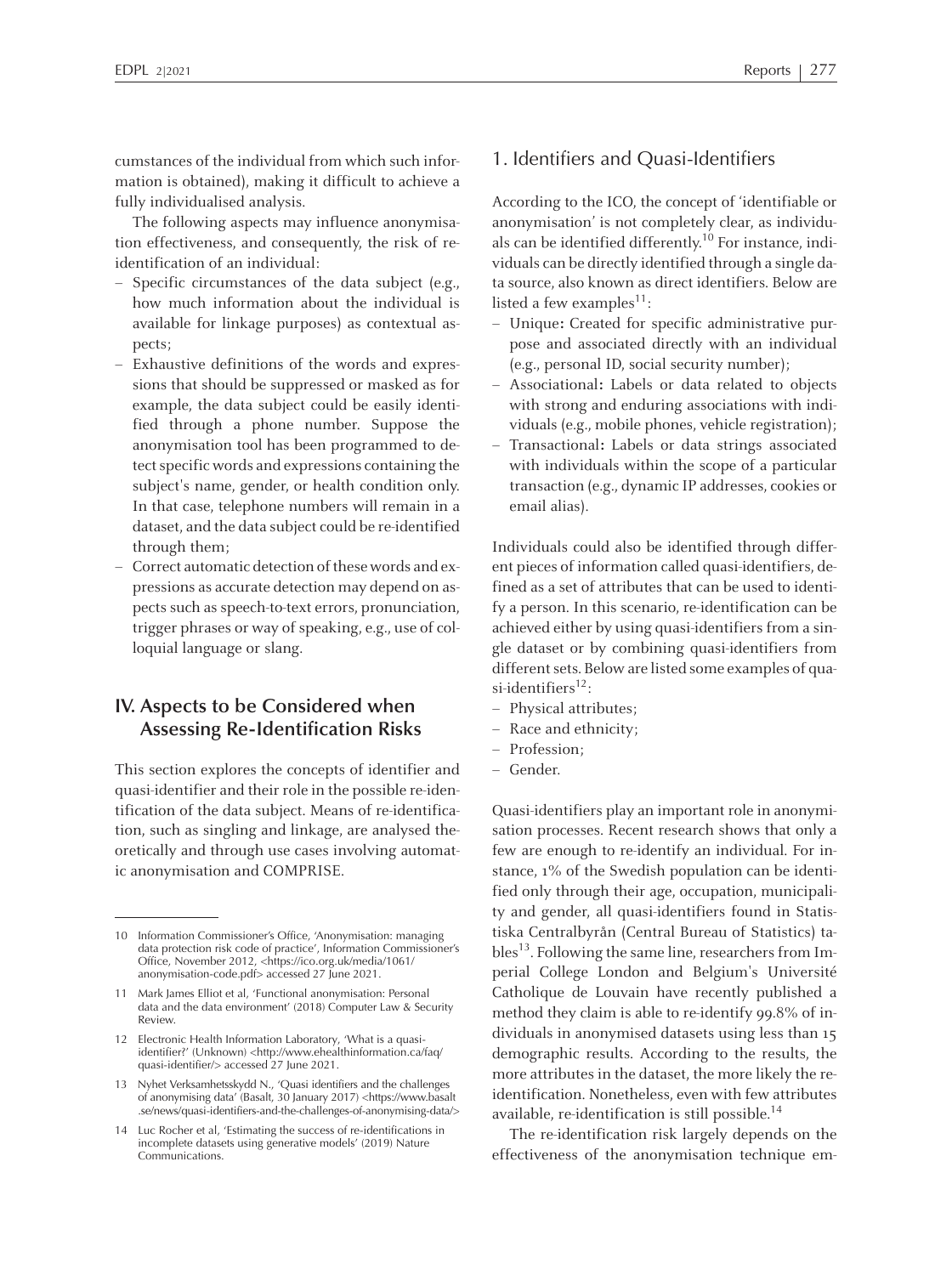cumstances of the individual from which such information is obtained), making it difficult to achieve a fully individualised analysis.

The following aspects may influence anonymisation effectiveness, and consequently, the risk of re-identification of an individual:

- Specific circumstances of the data subject (e.g., how much information about the individual is available for linkage purposes) as contextual aspects;
- Exhaustive definitions of the words and expressions that should be suppressed or masked as for example, the data subject could be easily identified through a phone number. Suppose the anonymisation tool has been programmed to detect specific words and expressions containing the subject's name, gender, or health condition only. In that case, telephone numbers will remain in a dataset, and the data subject could be re-identified through them;
- Correct automatic detection of these words and expressions as accurate detection may depend on aspects such as speech-to-text errors, pronunciation, trigger phrases or way of speaking, e.g., use of colloquial language or slang.

## IV. Aspects to be Considered when Assessing Re-Identification Risks

This section explores the concepts of identifier and quasi-identifier and their role in the possible re-identification of the data subject. Means of re-identification, such as singling and linkage, are analysed theoretically and through use cases involving automatic anonymisation and COMPRISE.

### 1. Identifiers and Quasi-Identifiers

According to the ICO, the concept of 'identifiable or anonymisation' is not completely clear, as individuals can be identified differently.[10] For instance, individuals can be directly identified through a single data source, also known as direct identifiers. Below are listed a few examples[11]:

- Unique**:** Created for specific administrative purpose and associated directly with an individual (e.g., personal ID, social security number);
- Associational**:** Labels or data related to objects with strong and enduring associations with individuals (e.g., mobile phones, vehicle registration);
- Transactional**:** Labels or data strings associated with individuals within the scope of a particular transaction (e.g., dynamic IP addresses, cookies or email alias).

Individuals could also be identified through different pieces of information called quasi-identifiers, defined as a set of attributes that can be used to identify a person. In this scenario, re-identification can be achieved either by using quasi-identifiers from a single dataset or by combining quasi-identifiers from different sets. Below are listed some examples of quasi-identifiers[12]:

- Physical attributes;
- Race and ethnicity;
- Profession;
- Gender.

Quasi-identifiers play an important role in anonymisation processes. Recent research shows that only a few are enough to re-identify an individual. For instance, 1% of the Swedish population can be identified only through their age, occupation, municipality and gender, all quasi-identifiers found in Statistiska Centralbyrån (Central Bureau of Statistics) tables[13]. Following the same line, researchers from Imperial College London and Belgium's Université Catholique de Louvain have recently published a method they claim is able to re-identify 99.8% of individuals in anonymised datasets using less than 15 demographic results. According to the results, the more attributes in the dataset, the more likely the re-identification. Nonetheless, even with few attributes available, re-identification is still possible.[14]

The re-identification risk largely depends on the effectiveness of the anonymisation technique em-

---

10 Information Commissioner's Office, 'Anonymisation: managing data protection risk code of practice', Information Commissioner's Office, November 2012, <https://ico.org.uk/media/1061/anonymisation-code.pdf> accessed 27 June 2021.

11 Mark James Elliot et al, 'Functional anonymisation: Personal data and the data environment' (2018) Computer Law & Security Review.

12 Electronic Health Information Laboratory, 'What is a quasi-identifier?' (Unknown) <http://www.ehealthinformation.ca/faq/quasi-identifier/> accessed 27 June 2021.

13 Nyhet Verksamhetsskydd N., 'Quasi identifiers and the challenges of anonymising data' (Basalt, 30 January 2017) <https://www.basalt.se/news/quasi-identifiers-and-the-challenges-of-anonymising-data/>

14 Luc Rocher et al, 'Estimating the success of re-identifications in incomplete datasets using generative models' (2019) Nature Communications.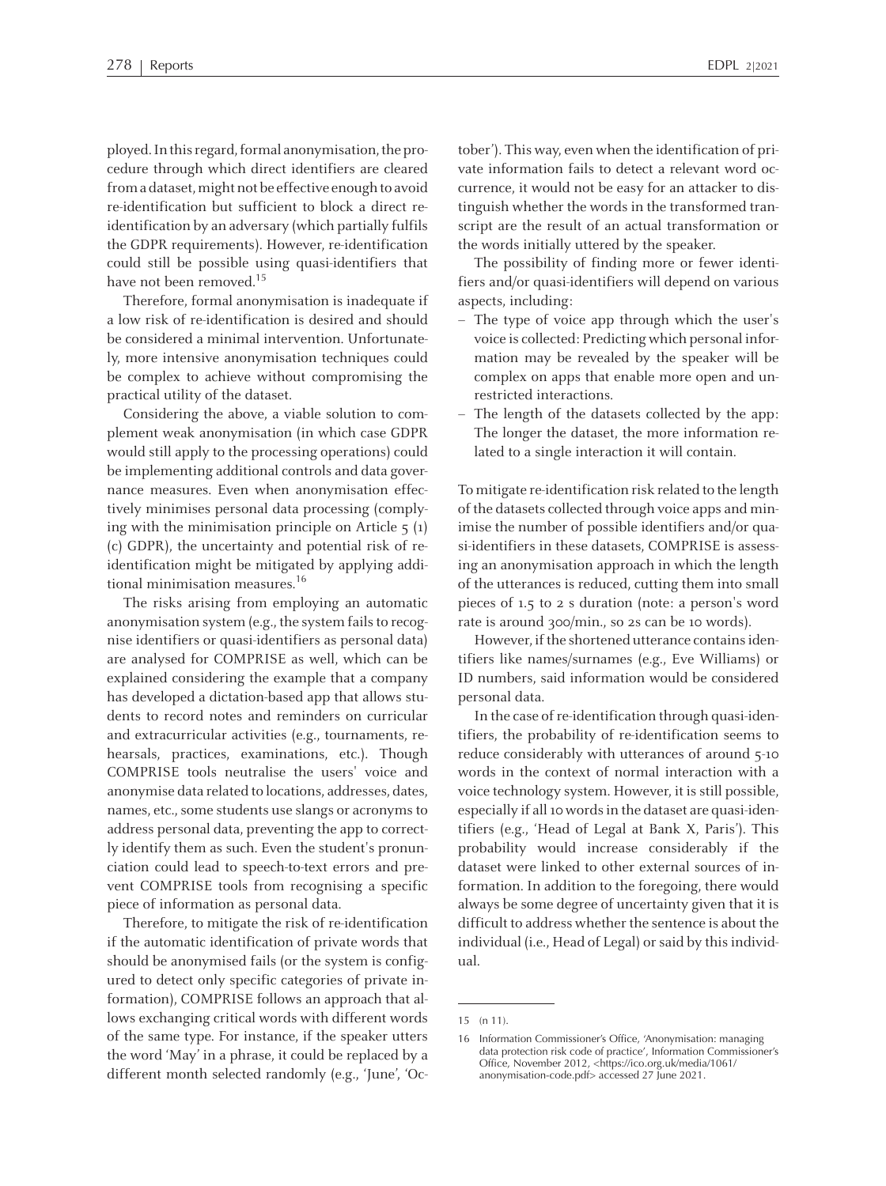ployed. In this regard, formal anonymisation, the procedure through which direct identifiers are cleared from a dataset, might not be effective enough to avoid re-identification but sufficient to block a direct re-identification by an adversary (which partially fulfils the GDPR requirements). However, re-identification could still be possible using quasi-identifiers that have not been removed.[15]

Therefore, formal anonymisation is inadequate if a low risk of re-identification is desired and should be considered a minimal intervention. Unfortunately, more intensive anonymisation techniques could be complex to achieve without compromising the practical utility of the dataset.

Considering the above, a viable solution to complement weak anonymisation (in which case GDPR would still apply to the processing operations) could be implementing additional controls and data governance measures. Even when anonymisation effectively minimises personal data processing (complying with the minimisation principle on Article 5 (1) (c) GDPR), the uncertainty and potential risk of re-identification might be mitigated by applying additional minimisation measures.[16]

The risks arising from employing an automatic anonymisation system (e.g., the system fails to recognise identifiers or quasi-identifiers as personal data) are analysed for COMPRISE as well, which can be explained considering the example that a company has developed a dictation-based app that allows students to record notes and reminders on curricular and extracurricular activities (e.g., tournaments, rehearsals, practices, examinations, etc.). Though COMPRISE tools neutralise the users' voice and anonymise data related to locations, addresses, dates, names, etc., some students use slangs or acronyms to address personal data, preventing the app to correctly identify them as such. Even the student's pronunciation could lead to speech-to-text errors and prevent COMPRISE tools from recognising a specific piece of information as personal data.

Therefore, to mitigate the risk of re-identification if the automatic identification of private words that should be anonymised fails (or the system is configured to detect only specific categories of private information), COMPRISE follows an approach that allows exchanging critical words with different words of the same type. For instance, if the speaker utters the word 'May' in a phrase, it could be replaced by a different month selected randomly (e.g., 'June', 'October'). This way, even when the identification of private information fails to detect a relevant word occurrence, it would not be easy for an attacker to distinguish whether the words in the transformed transcript are the result of an actual transformation or the words initially uttered by the speaker.

The possibility of finding more or fewer identifiers and/or quasi-identifiers will depend on various aspects, including:

- The type of voice app through which the user's voice is collected: Predicting which personal information may be revealed by the speaker will be complex on apps that enable more open and unrestricted interactions.
- The length of the datasets collected by the app: The longer the dataset, the more information related to a single interaction it will contain.

To mitigate re-identification risk related to the length of the datasets collected through voice apps and minimise the number of possible identifiers and/or quasi-identifiers in these datasets, COMPRISE is assessing an anonymisation approach in which the length of the utterances is reduced, cutting them into small pieces of 1.5 to 2 s duration (note: a person's word rate is around 300/min., so 2s can be 10 words).

However, if the shortened utterance contains identifiers like names/surnames (e.g., Eve Williams) or ID numbers, said information would be considered personal data.

In the case of re-identification through quasi-identifiers, the probability of re-identification seems to reduce considerably with utterances of around 5-10 words in the context of normal interaction with a voice technology system. However, it is still possible, especially if all 10 words in the dataset are quasi-identifiers (e.g., 'Head of Legal at Bank X, Paris'). This probability would increase considerably if the dataset were linked to other external sources of information. In addition to the foregoing, there would always be some degree of uncertainty given that it is difficult to address whether the sentence is about the individual (i.e., Head of Legal) or said by this individual.

---

15 (n 11).

16 Information Commissioner's Office, 'Anonymisation: managing data protection risk code of practice', Information Commissioner's Office, November 2012, <https://ico.org.uk/media/1061/anonymisation-code.pdf> accessed 27 June 2021.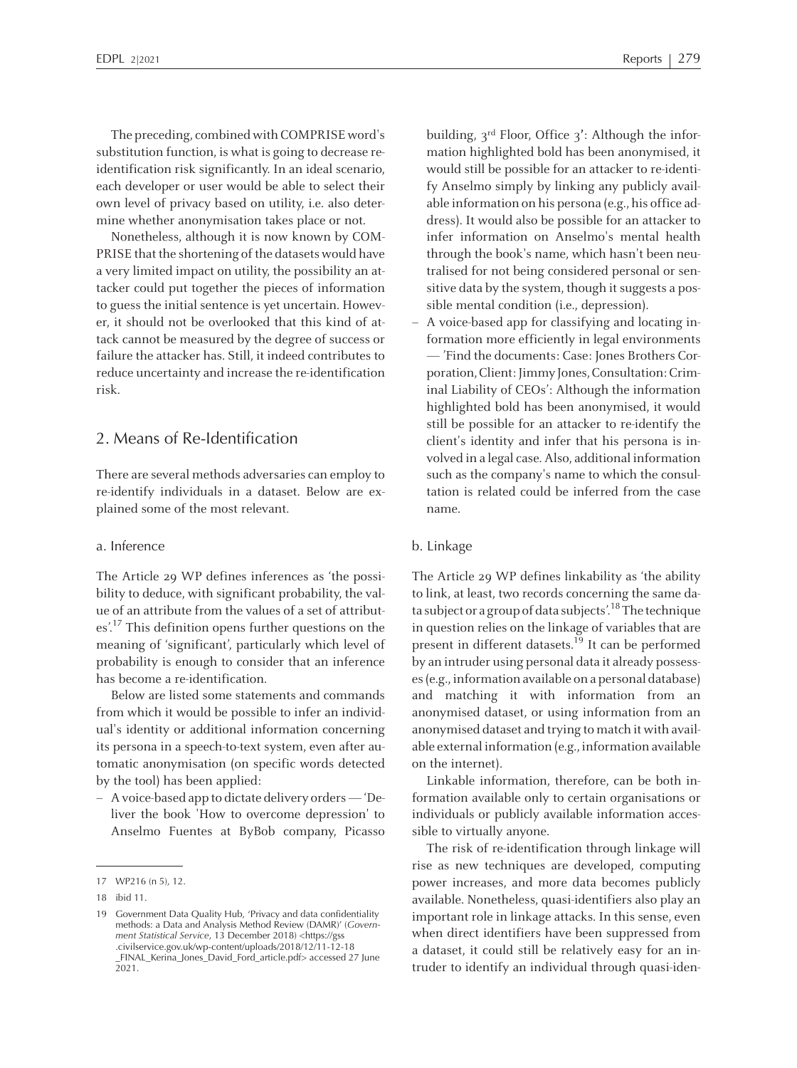The preceding, combined with COMPRISE word's substitution function, is what is going to decrease re-identification risk significantly. In an ideal scenario, each developer or user would be able to select their own level of privacy based on utility, i.e. also determine whether anonymisation takes place or not.

Nonetheless, although it is now known by COMPRISE that the shortening of the datasets would have a very limited impact on utility, the possibility an attacker could put together the pieces of information to guess the initial sentence is yet uncertain. However, it should not be overlooked that this kind of attack cannot be measured by the degree of success or failure the attacker has. Still, it indeed contributes to reduce uncertainty and increase the re-identification risk.

## 2. Means of Re-Identification

There are several methods adversaries can employ to re-identify individuals in a dataset. Below are explained some of the most relevant.

### a. Inference

The Article 29 WP defines inferences as 'the possibility to deduce, with significant probability, the value of an attribute from the values of a set of attributes'.[17] This definition opens further questions on the meaning of 'significant', particularly which level of probability is enough to consider that an inference has become a re-identification.

Below are listed some statements and commands from which it would be possible to infer an individual's identity or additional information concerning its persona in a speech-to-text system, even after automatic anonymisation (on specific words detected by the tool) has been applied:

- A voice-based app to dictate delivery orders — 'Deliver the book 'How to overcome depression' to Anselmo Fuentes at ByBob company, Picasso building, 3rd Floor, Office 3': Although the information highlighted bold has been anonymised, it would still be possible for an attacker to re-identify Anselmo simply by linking any publicly available information on his persona (e.g., his office address). It would also be possible for an attacker to infer information on Anselmo's mental health through the book's name, which hasn't been neutralised for not being considered personal or sensitive data by the system, though it suggests a possible mental condition (i.e., depression).
- A voice-based app for classifying and locating information more efficiently in legal environments — 'Find the documents: Case: Jones Brothers Corporation, Client: Jimmy Jones, Consultation: Criminal Liability of CEOs': Although the information highlighted bold has been anonymised, it would still be possible for an attacker to re-identify the client's identity and infer that his persona is involved in a legal case. Also, additional information such as the company's name to which the consultation is related could be inferred from the case name.

### b. Linkage

The Article 29 WP defines linkability as 'the ability to link, at least, two records concerning the same data subject or a group of data subjects'.[18] The technique in question relies on the linkage of variables that are present in different datasets.[19] It can be performed by an intruder using personal data it already possesses (e.g., information available on a personal database) and matching it with information from an anonymised dataset, or using information from an anonymised dataset and trying to match it with available external information (e.g., information available on the internet).

Linkable information, therefore, can be both information available only to certain organisations or individuals or publicly available information accessible to virtually anyone.

The risk of re-identification through linkage will rise as new techniques are developed, computing power increases, and more data becomes publicly available. Nonetheless, quasi-identifiers also play an important role in linkage attacks. In this sense, even when direct identifiers have been suppressed from a dataset, it could still be relatively easy for an intruder to identify an individual through quasi-iden-

---

17 WP216 (n 5), 12.

18 ibid 11.

19 Government Data Quality Hub, 'Privacy and data confidentiality methods: a Data and Analysis Method Review (DAMR)' (*Government Statistical Service*, 13 December 2018) <https://gss.civilservice.gov.uk/wp-content/uploads/2018/12/11-12-18_FINAL_Kerina_Jones_David_Ford_article.pdf> accessed 27 June 2021.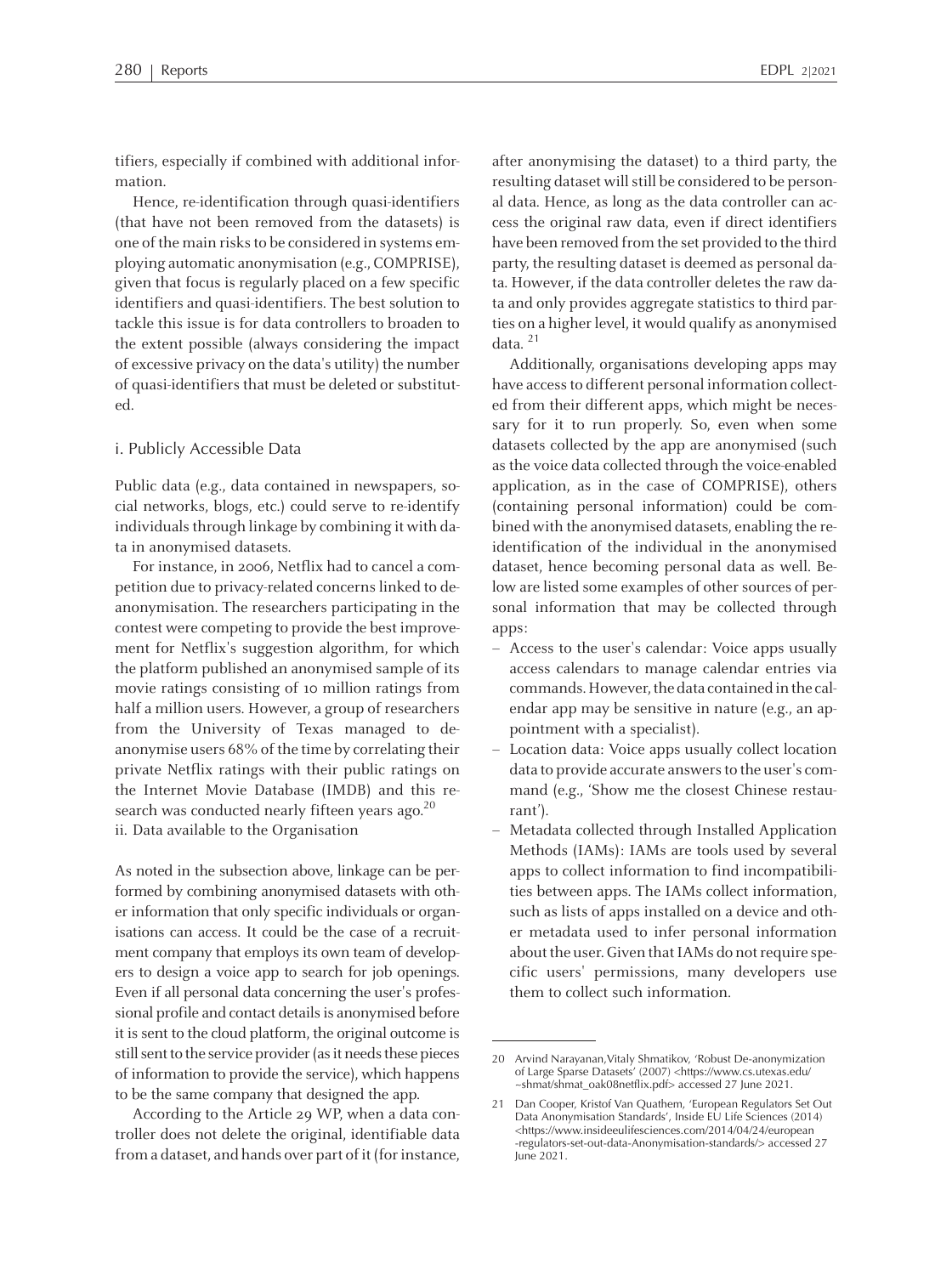tifiers, especially if combined with additional information.

Hence, re-identification through quasi-identifiers (that have not been removed from the datasets) is one of the main risks to be considered in systems employing automatic anonymisation (e.g., COMPRISE), given that focus is regularly placed on a few specific identifiers and quasi-identifiers. The best solution to tackle this issue is for data controllers to broaden to the extent possible (always considering the impact of excessive privacy on the data's utility) the number of quasi-identifiers that must be deleted or substituted.

### i. Publicly Accessible Data

Public data (e.g., data contained in newspapers, social networks, blogs, etc.) could serve to re-identify individuals through linkage by combining it with data in anonymised datasets.

For instance, in 2006, Netflix had to cancel a competition due to privacy-related concerns linked to deanonymisation. The researchers participating in the contest were competing to provide the best improvement for Netflix's suggestion algorithm, for which the platform published an anonymised sample of its movie ratings consisting of 10 million ratings from half a million users. However, a group of researchers from the University of Texas managed to deanonymise users 68% of the time by correlating their private Netflix ratings with their public ratings on the Internet Movie Database (IMDB) and this research was conducted nearly fifteen years ago.[20]

### ii. Data available to the Organisation

As noted in the subsection above, linkage can be performed by combining anonymised datasets with other information that only specific individuals or organisations can access. It could be the case of a recruitment company that employs its own team of developers to design a voice app to search for job openings. Even if all personal data concerning the user's professional profile and contact details is anonymised before it is sent to the cloud platform, the original outcome is still sent to the service provider (as it needs these pieces of information to provide the service), which happens to be the same company that designed the app.

According to the Article 29 WP, when a data controller does not delete the original, identifiable data from a dataset, and hands over part of it (for instance, after anonymising the dataset) to a third party, the resulting dataset will still be considered to be personal data. Hence, as long as the data controller can access the original raw data, even if direct identifiers have been removed from the set provided to the third party, the resulting dataset is deemed as personal data. However, if the data controller deletes the raw data and only provides aggregate statistics to third parties on a higher level, it would qualify as anonymised data.[21]

Additionally, organisations developing apps may have access to different personal information collected from their different apps, which might be necessary for it to run properly. So, even when some datasets collected by the app are anonymised (such as the voice data collected through the voice-enabled application, as in the case of COMPRISE), others (containing personal information) could be combined with the anonymised datasets, enabling the re-identification of the individual in the anonymised dataset, hence becoming personal data as well. Below are listed some examples of other sources of personal information that may be collected through apps:

- Access to the user's calendar: Voice apps usually access calendars to manage calendar entries via commands. However, the data contained in the calendar app may be sensitive in nature (e.g., an appointment with a specialist).
- Location data: Voice apps usually collect location data to provide accurate answers to the user's command (e.g., 'Show me the closest Chinese restaurant').
- Metadata collected through Installed Application Methods (IAMs): IAMs are tools used by several apps to collect information to find incompatibilities between apps. The IAMs collect information, such as lists of apps installed on a device and other metadata used to infer personal information about the user. Given that IAMs do not require specific users' permissions, many developers use them to collect such information.

---

20 Arvind Narayanan, Vitaly Shmatikov, 'Robust De-anonymization of Large Sparse Datasets' (2007) <https://www.cs.utexas.edu/~shmat/shmat_oak08netflix.pdf> accessed 27 June 2021.

21 Dan Cooper, Kristof Van Quathem, 'European Regulators Set Out Data Anonymisation Standards', Inside EU Life Sciences (2014) <https://www.insideeulifesciences.com/2014/04/24/european-regulators-set-out-data-Anonymisation-standards/> accessed 27 June 2021.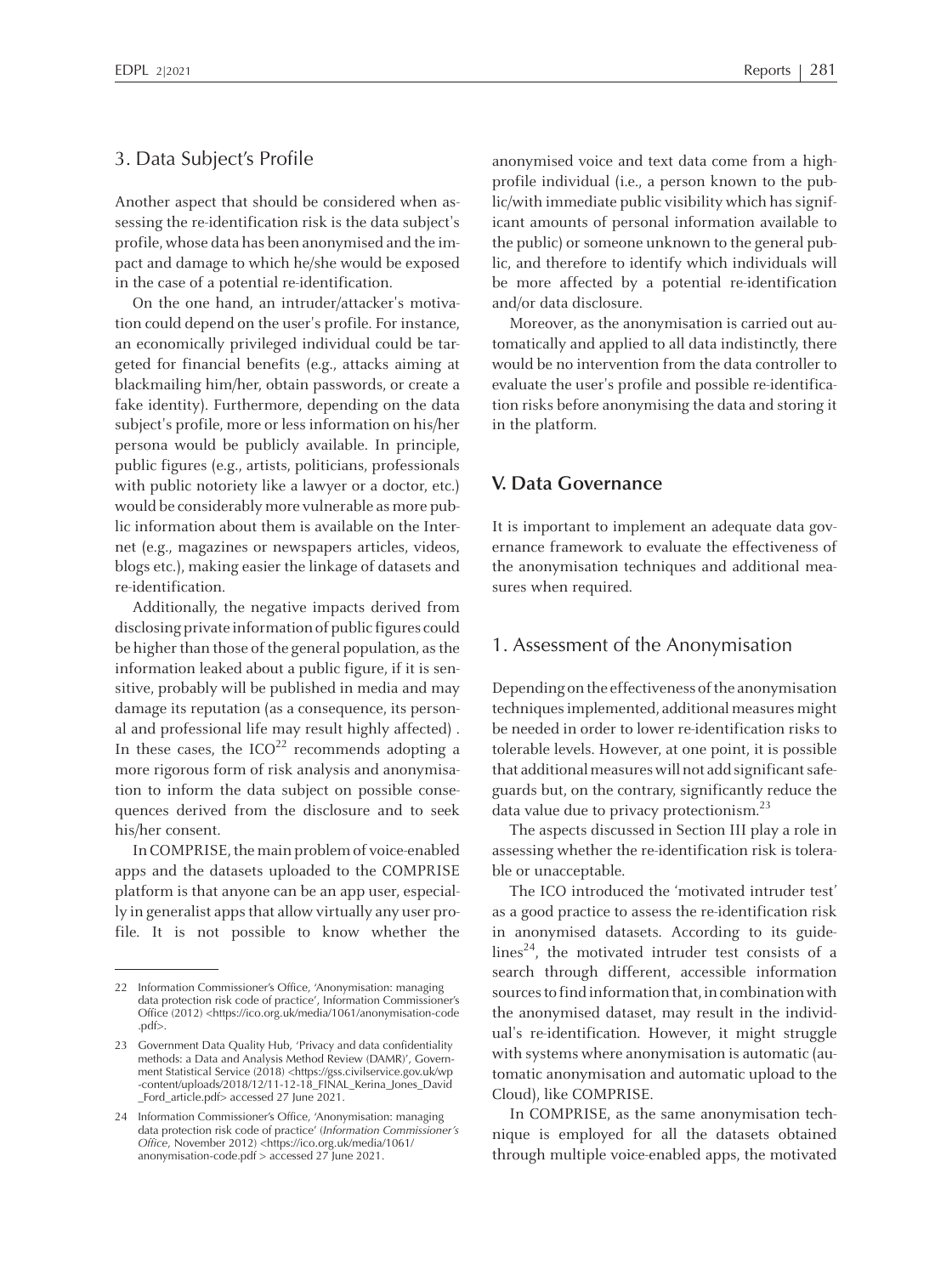### 3. Data Subject's Profile

Another aspect that should be considered when assessing the re-identification risk is the data subject's profile, whose data has been anonymised and the impact and damage to which he/she would be exposed in the case of a potential re-identification.

On the one hand, an intruder/attacker's motivation could depend on the user's profile. For instance, an economically privileged individual could be targeted for financial benefits (e.g., attacks aiming at blackmailing him/her, obtain passwords, or create a fake identity). Furthermore, depending on the data subject's profile, more or less information on his/her persona would be publicly available. In principle, public figures (e.g., artists, politicians, professionals with public notoriety like a lawyer or a doctor, etc.) would be considerably more vulnerable as more public information about them is available on the Internet (e.g., magazines or newspapers articles, videos, blogs etc.), making easier the linkage of datasets and re-identification.

Additionally, the negative impacts derived from disclosing private information of public figures could be higher than those of the general population, as the information leaked about a public figure, if it is sensitive, probably will be published in media and may damage its reputation (as a consequence, its personal and professional life may result highly affected). In these cases, the ICO[22] recommends adopting a more rigorous form of risk analysis and anonymisation to inform the data subject on possible consequences derived from the disclosure and to seek his/her consent.

In COMPRISE, the main problem of voice-enabled apps and the datasets uploaded to the COMPRISE platform is that anyone can be an app user, especially in generalist apps that allow virtually any user profile. It is not possible to know whether the anonymised voice and text data come from a high-profile individual (i.e., a person known to the public/with immediate public visibility which has significant amounts of personal information available to the public) or someone unknown to the general public, and therefore to identify which individuals will be more affected by a potential re-identification and/or data disclosure.

Moreover, as the anonymisation is carried out automatically and applied to all data indistinctly, there would be no intervention from the data controller to evaluate the user's profile and possible re-identification risks before anonymising the data and storing it in the platform.

## V. Data Governance

It is important to implement an adequate data governance framework to evaluate the effectiveness of the anonymisation techniques and additional measures when required.

### 1. Assessment of the Anonymisation

Depending on the effectiveness of the anonymisation techniques implemented, additional measures might be needed in order to lower re-identification risks to tolerable levels. However, at one point, it is possible that additional measures will not add significant safeguards but, on the contrary, significantly reduce the data value due to privacy protectionism.[23]

The aspects discussed in Section III play a role in assessing whether the re-identification risk is tolerable or unacceptable.

The ICO introduced the 'motivated intruder test' as a good practice to assess the re-identification risk in anonymised datasets. According to its guidelines[24], the motivated intruder test consists of a search through different, accessible information sources to find information that, in combination with the anonymised dataset, may result in the individual's re-identification. However, it might struggle with systems where anonymisation is automatic (automatic anonymisation and automatic upload to the Cloud), like COMPRISE.

In COMPRISE, as the same anonymisation technique is employed for all the datasets obtained through multiple voice-enabled apps, the motivated

---

22 Information Commissioner's Office, 'Anonymisation: managing data protection risk code of practice', Information Commissioner's Office (2012) <https://ico.org.uk/media/1061/anonymisation-code.pdf>.

23 Government Data Quality Hub, 'Privacy and data confidentiality methods: a Data and Analysis Method Review (DAMR)', Government Statistical Service (2018) <https://gss.civilservice.gov.uk/wp-content/uploads/2018/12/11-12-18_FINAL_Kerina_Jones_David_Ford_article.pdf> accessed 27 June 2021.

24 Information Commissioner's Office, 'Anonymisation: managing data protection risk code of practice' (*Information Commissioner's Office*, November 2012) <https://ico.org.uk/media/1061/anonymisation-code.pdf > accessed 27 June 2021.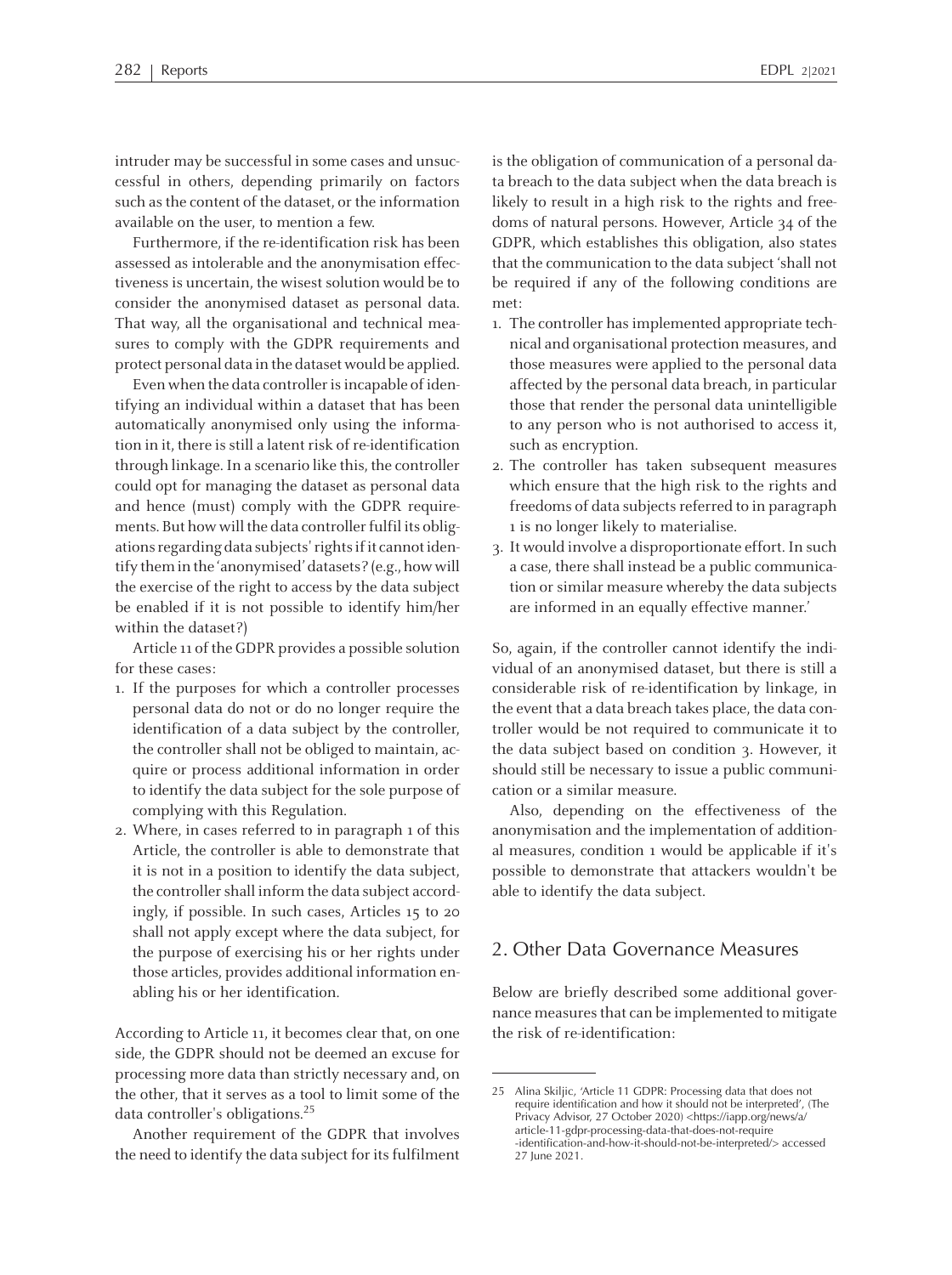intruder may be successful in some cases and unsuccessful in others, depending primarily on factors such as the content of the dataset, or the information available on the user, to mention a few.

Furthermore, if the re-identification risk has been assessed as intolerable and the anonymisation effectiveness is uncertain, the wisest solution would be to consider the anonymised dataset as personal data. That way, all the organisational and technical measures to comply with the GDPR requirements and protect personal data in the dataset would be applied.

Even when the data controller is incapable of identifying an individual within a dataset that has been automatically anonymised only using the information in it, there is still a latent risk of re-identification through linkage. In a scenario like this, the controller could opt for managing the dataset as personal data and hence (must) comply with the GDPR requirements. But how will the data controller fulfil its obligations regarding data subjects' rights if it cannot identify them in the 'anonymised' datasets? (e.g., how will the exercise of the right to access by the data subject be enabled if it is not possible to identify him/her within the dataset?)

Article 11 of the GDPR provides a possible solution for these cases:

1. If the purposes for which a controller processes personal data do not or do no longer require the identification of a data subject by the controller, the controller shall not be obliged to maintain, acquire or process additional information in order to identify the data subject for the sole purpose of complying with this Regulation.
2. Where, in cases referred to in paragraph 1 of this Article, the controller is able to demonstrate that it is not in a position to identify the data subject, the controller shall inform the data subject accordingly, if possible. In such cases, Articles 15 to 20 shall not apply except where the data subject, for the purpose of exercising his or her rights under those articles, provides additional information enabling his or her identification.

According to Article 11, it becomes clear that, on one side, the GDPR should not be deemed an excuse for processing more data than strictly necessary and, on the other, that it serves as a tool to limit some of the data controller's obligations.[25]

Another requirement of the GDPR that involves the need to identify the data subject for its fulfilment is the obligation of communication of a personal data breach to the data subject when the data breach is likely to result in a high risk to the rights and freedoms of natural persons. However, Article 34 of the GDPR, which establishes this obligation, also states that the communication to the data subject 'shall not be required if any of the following conditions are met:

1. The controller has implemented appropriate technical and organisational protection measures, and those measures were applied to the personal data affected by the personal data breach, in particular those that render the personal data unintelligible to any person who is not authorised to access it, such as encryption.
2. The controller has taken subsequent measures which ensure that the high risk to the rights and freedoms of data subjects referred to in paragraph 1 is no longer likely to materialise.
3. It would involve a disproportionate effort. In such a case, there shall instead be a public communication or similar measure whereby the data subjects are informed in an equally effective manner.'

So, again, if the controller cannot identify the individual of an anonymised dataset, but there is still a considerable risk of re-identification by linkage, in the event that a data breach takes place, the data controller would be not required to communicate it to the data subject based on condition 3. However, it should still be necessary to issue a public communication or a similar measure.

Also, depending on the effectiveness of the anonymisation and the implementation of additional measures, condition 1 would be applicable if it's possible to demonstrate that attackers wouldn't be able to identify the data subject.

## 2. Other Data Governance Measures

Below are briefly described some additional governance measures that can be implemented to mitigate the risk of re-identification:

25 Alina Skiljic, 'Article 11 GDPR: Processing data that does not require identification and how it should not be interpreted', (The Privacy Advisor, 27 October 2020) <https://iapp.org/news/a/article-11-gdpr-processing-data-that-does-not-require-identification-and-how-it-should-not-be-interpreted/> accessed 27 June 2021.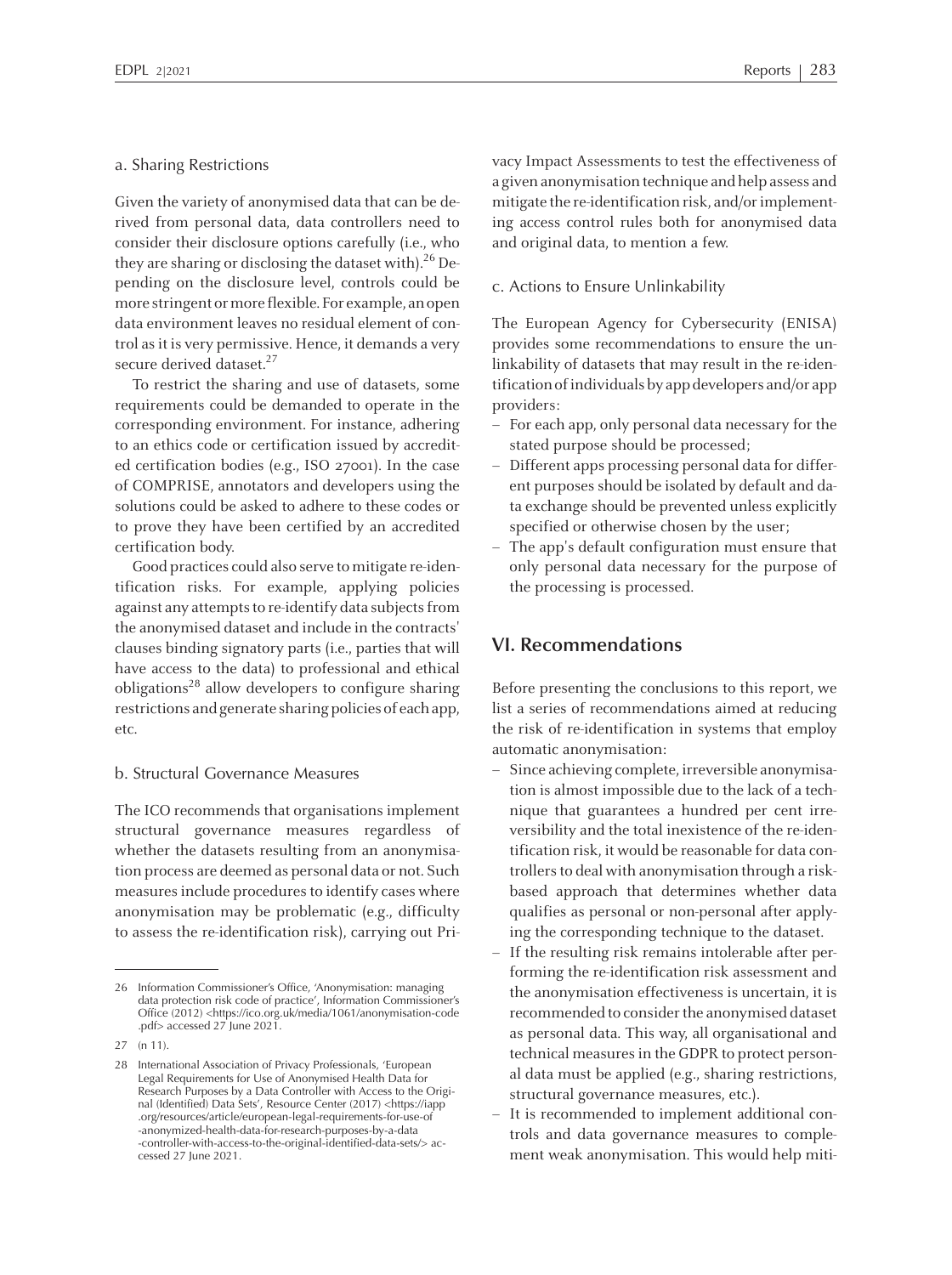### a. Sharing Restrictions

Given the variety of anonymised data that can be derived from personal data, data controllers need to consider their disclosure options carefully (i.e., who they are sharing or disclosing the dataset with).[26] Depending on the disclosure level, controls could be more stringent or more flexible. For example, an open data environment leaves no residual element of control as it is very permissive. Hence, it demands a very secure derived dataset.[27]

To restrict the sharing and use of datasets, some requirements could be demanded to operate in the corresponding environment. For instance, adhering to an ethics code or certification issued by accredited certification bodies (e.g., ISO 27001). In the case of COMPRISE, annotators and developers using the solutions could be asked to adhere to these codes or to prove they have been certified by an accredited certification body.

Good practices could also serve to mitigate re-identification risks. For example, applying policies against any attempts to re-identify data subjects from the anonymised dataset and include in the contracts' clauses binding signatory parts (i.e., parties that will have access to the data) to professional and ethical obligations[28] allow developers to configure sharing restrictions and generate sharing policies of each app, etc.

### b. Structural Governance Measures

The ICO recommends that organisations implement structural governance measures regardless of whether the datasets resulting from an anonymisation process are deemed as personal data or not. Such measures include procedures to identify cases where anonymisation may be problematic (e.g., difficulty to assess the re-identification risk), carrying out Privacy Impact Assessments to test the effectiveness of a given anonymisation technique and help assess and mitigate the re-identification risk, and/or implementing access control rules both for anonymised data and original data, to mention a few.

### c. Actions to Ensure Unlinkability

The European Agency for Cybersecurity (ENISA) provides some recommendations to ensure the unlinkability of datasets that may result in the re-identification of individuals by app developers and/or app providers:

- For each app, only personal data necessary for the stated purpose should be processed;
- Different apps processing personal data for different purposes should be isolated by default and data exchange should be prevented unless explicitly specified or otherwise chosen by the user;
- The app's default configuration must ensure that only personal data necessary for the purpose of the processing is processed.

## VI. Recommendations

Before presenting the conclusions to this report, we list a series of recommendations aimed at reducing the risk of re-identification in systems that employ automatic anonymisation:

- Since achieving complete, irreversible anonymisation is almost impossible due to the lack of a technique that guarantees a hundred per cent irreversibility and the total inexistence of the re-identification risk, it would be reasonable for data controllers to deal with anonymisation through a risk-based approach that determines whether data qualifies as personal or non-personal after applying the corresponding technique to the dataset.
- If the resulting risk remains intolerable after performing the re-identification risk assessment and the anonymisation effectiveness is uncertain, it is recommended to consider the anonymised dataset as personal data. This way, all organisational and technical measures in the GDPR to protect personal data must be applied (e.g., sharing restrictions, structural governance measures, etc.).
- It is recommended to implement additional controls and data governance measures to complement weak anonymisation. This would help miti-

---

26 Information Commissioner's Office, 'Anonymisation: managing data protection risk code of practice', Information Commissioner's Office (2012) <https://ico.org.uk/media/1061/anonymisation-code.pdf> accessed 27 June 2021.

27 (n 11).

28 International Association of Privacy Professionals, 'European Legal Requirements for Use of Anonymised Health Data for Research Purposes by a Data Controller with Access to the Original (Identified) Data Sets', Resource Center (2017) <https://iapp.org/resources/article/european-legal-requirements-for-use-of-anonymized-health-data-for-research-purposes-by-a-data-controller-with-access-to-the-original-identified-data-sets/> accessed 27 June 2021.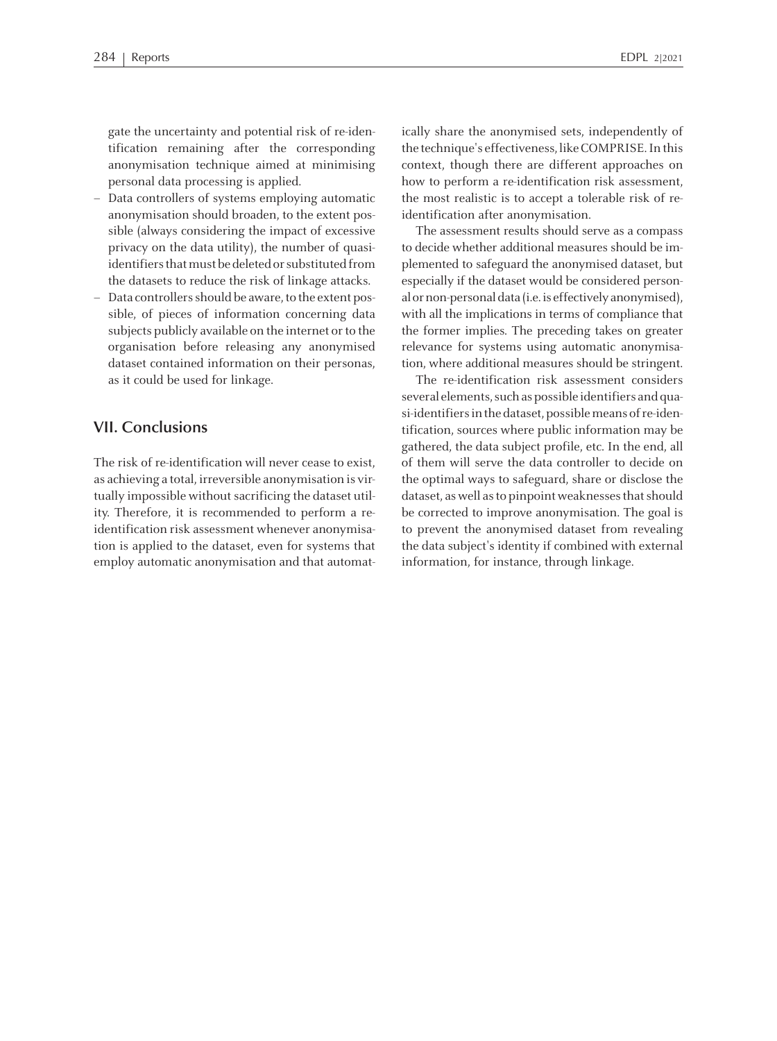gate the uncertainty and potential risk of re-identification remaining after the corresponding anonymisation technique aimed at minimising personal data processing is applied.

- Data controllers of systems employing automatic anonymisation should broaden, to the extent possible (always considering the impact of excessive privacy on the data utility), the number of quasi-identifiers that must be deleted or substituted from the datasets to reduce the risk of linkage attacks.
- Data controllers should be aware, to the extent possible, of pieces of information concerning data subjects publicly available on the internet or to the organisation before releasing any anonymised dataset contained information on their personas, as it could be used for linkage.

## VII. Conclusions

The risk of re-identification will never cease to exist, as achieving a total, irreversible anonymisation is virtually impossible without sacrificing the dataset utility. Therefore, it is recommended to perform a re-identification risk assessment whenever anonymisation is applied to the dataset, even for systems that employ automatic anonymisation and that automatically share the anonymised sets, independently of the technique's effectiveness, like COMPRISE. In this context, though there are different approaches on how to perform a re-identification risk assessment, the most realistic is to accept a tolerable risk of re-identification after anonymisation.

The assessment results should serve as a compass to decide whether additional measures should be implemented to safeguard the anonymised dataset, but especially if the dataset would be considered personal or non-personal data (i.e. is effectively anonymised), with all the implications in terms of compliance that the former implies. The preceding takes on greater relevance for systems using automatic anonymisation, where additional measures should be stringent.

The re-identification risk assessment considers several elements, such as possible identifiers and quasi-identifiers in the dataset, possible means of re-identification, sources where public information may be gathered, the data subject profile, etc. In the end, all of them will serve the data controller to decide on the optimal ways to safeguard, share or disclose the dataset, as well as to pinpoint weaknesses that should be corrected to improve anonymisation. The goal is to prevent the anonymised dataset from revealing the data subject's identity if combined with external information, for instance, through linkage.